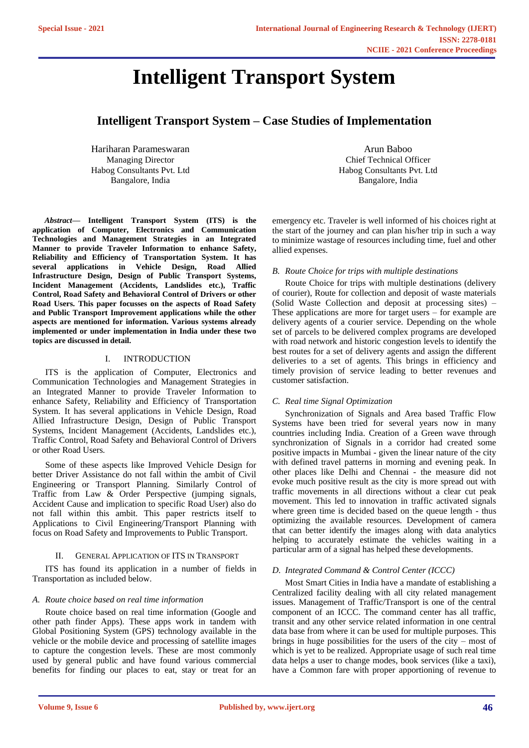# Intelligent Transport System

## Intelligent Transport System – Case Studies of Implementation

Hariharan Parameswaran
Managing Director
Habog Consultants Pvt. Ltd
Bangalore, India

Arun Baboo
Chief Technical Officer
Habog Consultants Pvt. Ltd
Bangalore, India

***Abstract*— Intelligent Transport System (ITS) is the application of Computer, Electronics and Communication Technologies and Management Strategies in an Integrated Manner to provide Traveler Information to enhance Safety, Reliability and Efficiency of Transportation System. It has several applications in Vehicle Design, Road Allied Infrastructure Design, Design of Public Transport Systems, Incident Management (Accidents, Landslides etc.), Traffic Control, Road Safety and Behavioral Control of Drivers or other Road Users. This paper focusses on the aspects of Road Safety and Public Transport Improvement applications while the other aspects are mentioned for information. Various systems already implemented or under implementation in India under these two topics are discussed in detail.**

## I. INTRODUCTION

ITS is the application of Computer, Electronics and Communication Technologies and Management Strategies in an Integrated Manner to provide Traveler Information to enhance Safety, Reliability and Efficiency of Transportation System. It has several applications in Vehicle Design, Road Allied Infrastructure Design, Design of Public Transport Systems, Incident Management (Accidents, Landslides etc.), Traffic Control, Road Safety and Behavioral Control of Drivers or other Road Users.

Some of these aspects like Improved Vehicle Design for better Driver Assistance do not fall within the ambit of Civil Engineering or Transport Planning. Similarly Control of Traffic from Law & Order Perspective (jumping signals, Accident Cause and implication to specific Road User) also do not fall within this ambit. This paper restricts itself to Applications to Civil Engineering/Transport Planning with focus on Road Safety and Improvements to Public Transport.

## II. GENERAL APPLICATION OF ITS IN TRANSPORT

ITS has found its application in a number of fields in Transportation as included below.

### *A. Route choice based on real time information*

Route choice based on real time information (Google and other path finder Apps). These apps work in tandem with Global Positioning System (GPS) technology available in the vehicle or the mobile device and processing of satellite images to capture the congestion levels. These are most commonly used by general public and have found various commercial benefits for finding our places to eat, stay or treat for an emergency etc. Traveler is well informed of his choices right at the start of the journey and can plan his/her trip in such a way to minimize wastage of resources including time, fuel and other allied expenses.

### *B. Route Choice for trips with multiple destinations*

Route Choice for trips with multiple destinations (delivery of courier), Route for collection and deposit of waste materials (Solid Waste Collection and deposit at processing sites) – These applications are more for target users – for example are delivery agents of a courier service. Depending on the whole set of parcels to be delivered complex programs are developed with road network and historic congestion levels to identify the best routes for a set of delivery agents and assign the different deliveries to a set of agents. This brings in efficiency and timely provision of service leading to better revenues and customer satisfaction.

### *C. Real time Signal Optimization*

Synchronization of Signals and Area based Traffic Flow Systems have been tried for several years now in many countries including India. Creation of a Green wave through synchronization of Signals in a corridor had created some positive impacts in Mumbai - given the linear nature of the city with defined travel patterns in morning and evening peak. In other places like Delhi and Chennai - the measure did not evoke much positive result as the city is more spread out with traffic movements in all directions without a clear cut peak movement. This led to innovation in traffic activated signals where green time is decided based on the queue length - thus optimizing the available resources. Development of camera that can better identify the images along with data analytics helping to accurately estimate the vehicles waiting in a particular arm of a signal has helped these developments.

### *D. Integrated Command & Control Center (ICCC)*

Most Smart Cities in India have a mandate of establishing a Centralized facility dealing with all city related management issues. Management of Traffic/Transport is one of the central component of an ICCC. The command center has all traffic, transit and any other service related information in one central data base from where it can be used for multiple purposes. This brings in huge possibilities for the users of the city – most of which is yet to be realized. Appropriate usage of such real time data helps a user to change modes, book services (like a taxi), have a Common fare with proper apportioning of revenue to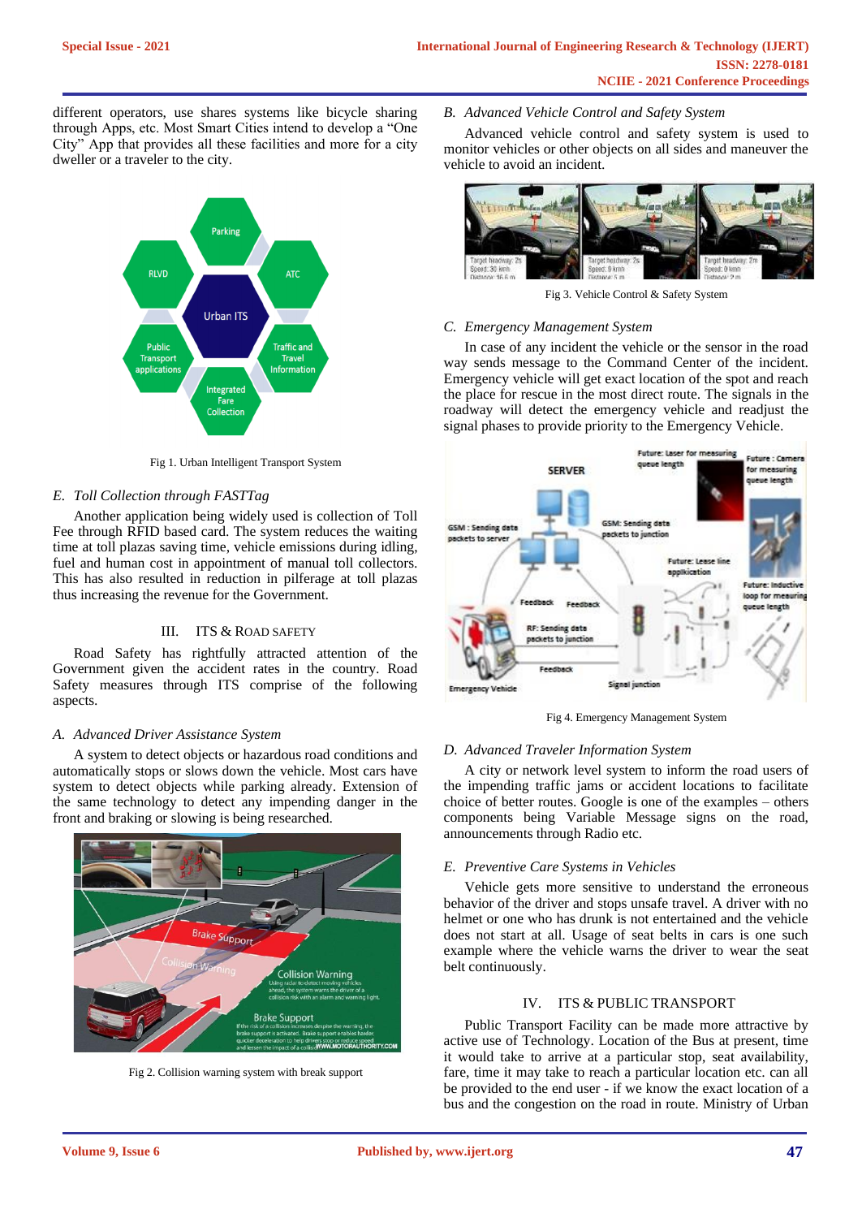different operators, use shares systems like bicycle sharing through Apps, etc. Most Smart Cities intend to develop a "One City" App that provides all these facilities and more for a city dweller or a traveler to the city.

Fig 1. Urban Intelligent Transport System

### *E. Toll Collection through FASTTag*

Another application being widely used is collection of Toll Fee through RFID based card. The system reduces the waiting time at toll plazas saving time, vehicle emissions during idling, fuel and human cost in appointment of manual toll collectors. This has also resulted in reduction in pilferage at toll plazas thus increasing the revenue for the Government.

## III. ITS & ROAD SAFETY

Road Safety has rightfully attracted attention of the Government given the accident rates in the country. Road Safety measures through ITS comprise of the following aspects.

### *A. Advanced Driver Assistance System*

A system to detect objects or hazardous road conditions and automatically stops or slows down the vehicle. Most cars have system to detect objects while parking already. Extension of the same technology to detect any impending danger in the front and braking or slowing is being researched.

Fig 2. Collision warning system with break support

### *B. Advanced Vehicle Control and Safety System*

Advanced vehicle control and safety system is used to monitor vehicles or other objects on all sides and maneuver the vehicle to avoid an incident.

Fig 3. Vehicle Control & Safety System

### *C. Emergency Management System*

In case of any incident the vehicle or the sensor in the road way sends message to the Command Center of the incident. Emergency vehicle will get exact location of the spot and reach the place for rescue in the most direct route. The signals in the roadway will detect the emergency vehicle and readjust the signal phases to provide priority to the Emergency Vehicle.

Fig 4. Emergency Management System

### *D. Advanced Traveler Information System*

A city or network level system to inform the road users of the impending traffic jams or accident locations to facilitate choice of better routes. Google is one of the examples – others components being Variable Message signs on the road, announcements through Radio etc.

### *E. Preventive Care Systems in Vehicles*

Vehicle gets more sensitive to understand the erroneous behavior of the driver and stops unsafe travel. A driver with no helmet or one who has drunk is not entertained and the vehicle does not start at all. Usage of seat belts in cars is one such example where the vehicle warns the driver to wear the seat belt continuously.

## IV. ITS & PUBLIC TRANSPORT

Public Transport Facility can be made more attractive by active use of Technology. Location of the Bus at present, time it would take to arrive at a particular stop, seat availability, fare, time it may take to reach a particular location etc. can all be provided to the end user - if we know the exact location of a bus and the congestion on the road in route. Ministry of Urban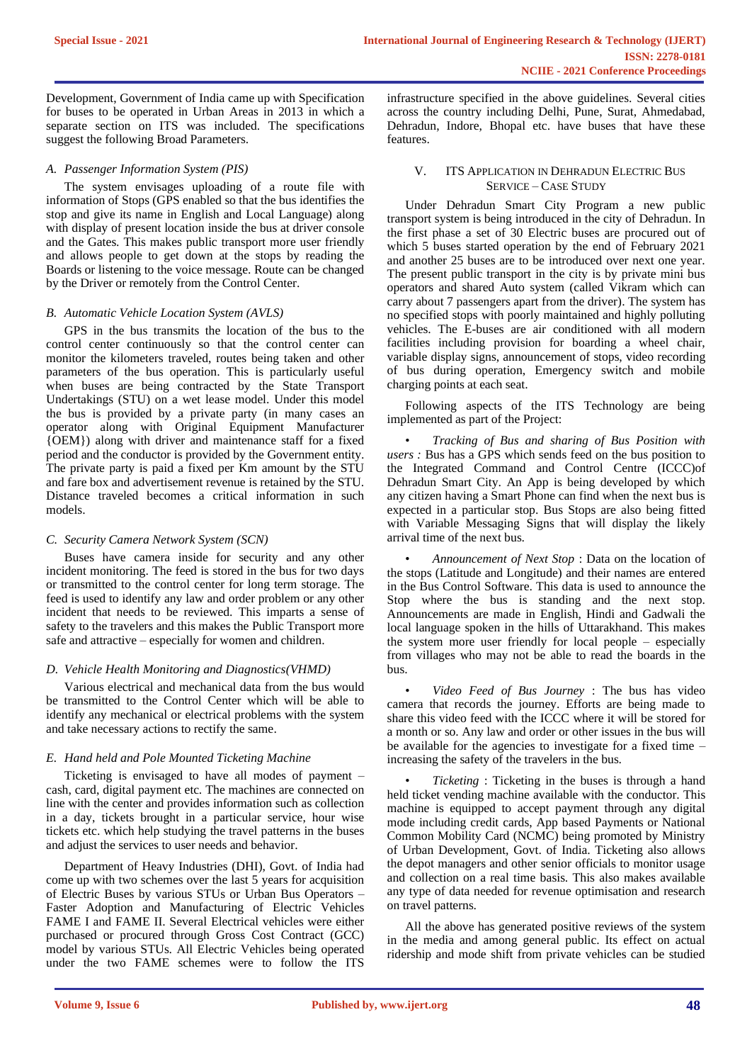Development, Government of India came up with Specification for buses to be operated in Urban Areas in 2013 in which a separate section on ITS was included. The specifications suggest the following Broad Parameters.

### A. Passenger Information System (PIS)

The system envisages uploading of a route file with information of Stops (GPS enabled so that the bus identifies the stop and give its name in English and Local Language) along with display of present location inside the bus at driver console and the Gates. This makes public transport more user friendly and allows people to get down at the stops by reading the Boards or listening to the voice message. Route can be changed by the Driver or remotely from the Control Center.

### B. Automatic Vehicle Location System (AVLS)

GPS in the bus transmits the location of the bus to the control center continuously so that the control center can monitor the kilometers traveled, routes being taken and other parameters of the bus operation. This is particularly useful when buses are being contracted by the State Transport Undertakings (STU) on a wet lease model. Under this model the bus is provided by a private party (in many cases an operator along with Original Equipment Manufacturer {OEM}) along with driver and maintenance staff for a fixed period and the conductor is provided by the Government entity. The private party is paid a fixed per Km amount by the STU and fare box and advertisement revenue is retained by the STU. Distance traveled becomes a critical information in such models.

### C. Security Camera Network System (SCN)

Buses have camera inside for security and any other incident monitoring. The feed is stored in the bus for two days or transmitted to the control center for long term storage. The feed is used to identify any law and order problem or any other incident that needs to be reviewed. This imparts a sense of safety to the travelers and this makes the Public Transport more safe and attractive – especially for women and children.

### D. Vehicle Health Monitoring and Diagnostics(VHMD)

Various electrical and mechanical data from the bus would be transmitted to the Control Center which will be able to identify any mechanical or electrical problems with the system and take necessary actions to rectify the same.

### E. Hand held and Pole Mounted Ticketing Machine

Ticketing is envisaged to have all modes of payment – cash, card, digital payment etc. The machines are connected on line with the center and provides information such as collection in a day, tickets brought in a particular service, hour wise tickets etc. which help studying the travel patterns in the buses and adjust the services to user needs and behavior.

Department of Heavy Industries (DHI), Govt. of India had come up with two schemes over the last 5 years for acquisition of Electric Buses by various STUs or Urban Bus Operators – Faster Adoption and Manufacturing of Electric Vehicles FAME I and FAME II. Several Electrical vehicles were either purchased or procured through Gross Cost Contract (GCC) model by various STUs. All Electric Vehicles being operated under the two FAME schemes were to follow the ITS infrastructure specified in the above guidelines. Several cities across the country including Delhi, Pune, Surat, Ahmedabad, Dehradun, Indore, Bhopal etc. have buses that have these features.

## V. ITS Application in Dehradun Electric Bus Service – Case Study

Under Dehradun Smart City Program a new public transport system is being introduced in the city of Dehradun. In the first phase a set of 30 Electric buses are procured out of which 5 buses started operation by the end of February 2021 and another 25 buses are to be introduced over next one year. The present public transport in the city is by private mini bus operators and shared Auto system (called Vikram which can carry about 7 passengers apart from the driver). The system has no specified stops with poorly maintained and highly polluting vehicles. The E-buses are air conditioned with all modern facilities including provision for boarding a wheel chair, variable display signs, announcement of stops, video recording of bus during operation, Emergency switch and mobile charging points at each seat.

Following aspects of the ITS Technology are being implemented as part of the Project:

- *Tracking of Bus and sharing of Bus Position with users :* Bus has a GPS which sends feed on the bus position to the Integrated Command and Control Centre (ICCC)of Dehradun Smart City. An App is being developed by which any citizen having a Smart Phone can find when the next bus is expected in a particular stop. Bus Stops are also being fitted with Variable Messaging Signs that will display the likely arrival time of the next bus.
- *Announcement of Next Stop* : Data on the location of the stops (Latitude and Longitude) and their names are entered in the Bus Control Software. This data is used to announce the Stop where the bus is standing and the next stop. Announcements are made in English, Hindi and Gadwali the local language spoken in the hills of Uttarakhand. This makes the system more user friendly for local people – especially from villages who may not be able to read the boards in the bus.
- *Video Feed of Bus Journey* : The bus has video camera that records the journey. Efforts are being made to share this video feed with the ICCC where it will be stored for a month or so. Any law and order or other issues in the bus will be available for the agencies to investigate for a fixed time – increasing the safety of the travelers in the bus.
- *Ticketing* : Ticketing in the buses is through a hand held ticket vending machine available with the conductor. This machine is equipped to accept payment through any digital mode including credit cards, App based Payments or National Common Mobility Card (NCMC) being promoted by Ministry of Urban Development, Govt. of India. Ticketing also allows the depot managers and other senior officials to monitor usage and collection on a real time basis. This also makes available any type of data needed for revenue optimisation and research on travel patterns.

All the above has generated positive reviews of the system in the media and among general public. Its effect on actual ridership and mode shift from private vehicles can be studied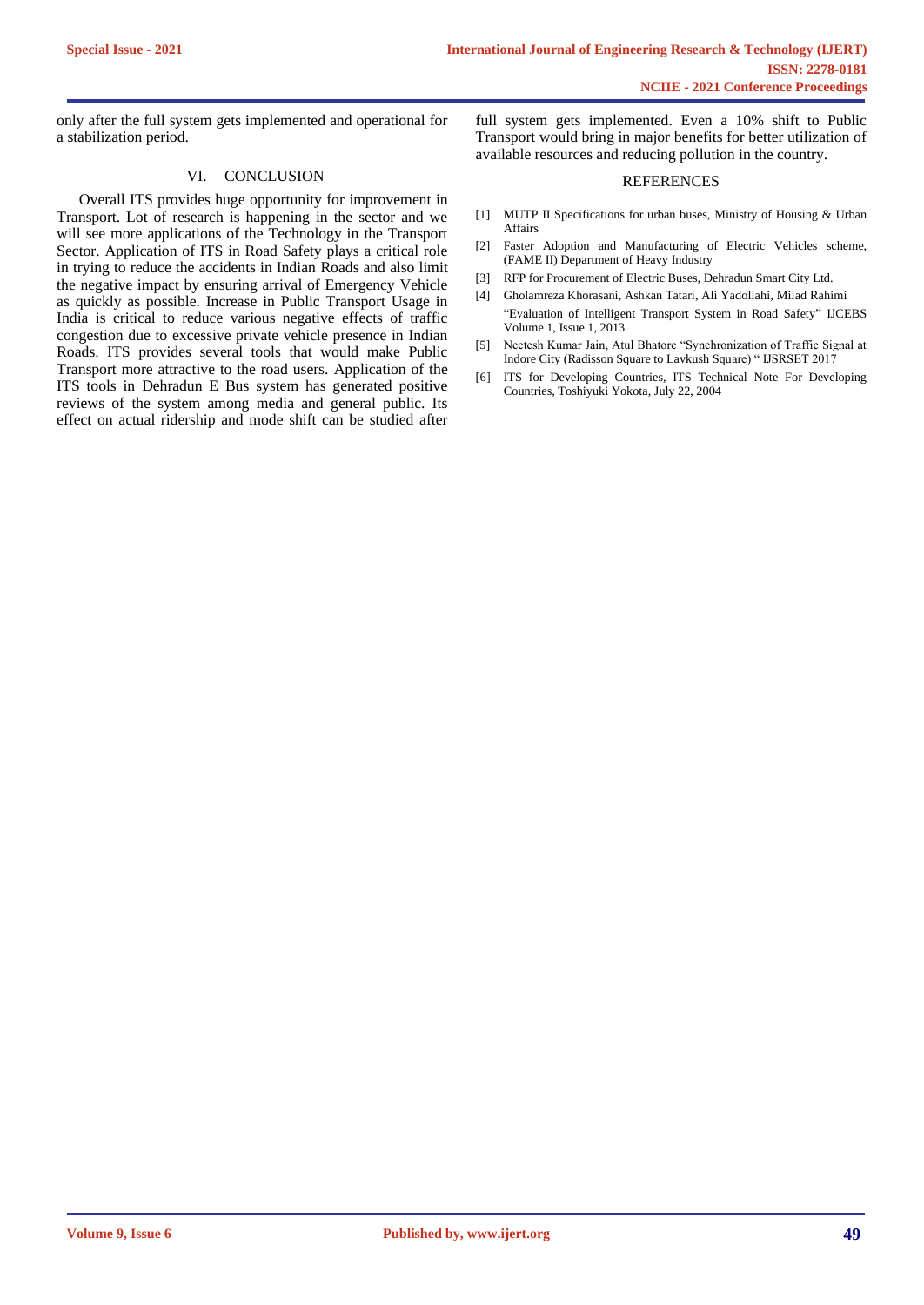only after the full system gets implemented and operational for a stabilization period.

## VI. CONCLUSION

Overall ITS provides huge opportunity for improvement in Transport. Lot of research is happening in the sector and we will see more applications of the Technology in the Transport Sector. Application of ITS in Road Safety plays a critical role in trying to reduce the accidents in Indian Roads and also limit the negative impact by ensuring arrival of Emergency Vehicle as quickly as possible. Increase in Public Transport Usage in India is critical to reduce various negative effects of traffic congestion due to excessive private vehicle presence in Indian Roads. ITS provides several tools that would make Public Transport more attractive to the road users. Application of the ITS tools in Dehradun E Bus system has generated positive reviews of the system among media and general public. Its effect on actual ridership and mode shift can be studied after full system gets implemented. Even a 10% shift to Public Transport would bring in major benefits for better utilization of available resources and reducing pollution in the country.

## REFERENCES

[1] MUTP II Specifications for urban buses, Ministry of Housing & Urban Affairs

[2] Faster Adoption and Manufacturing of Electric Vehicles scheme, (FAME II) Department of Heavy Industry

[3] RFP for Procurement of Electric Buses, Dehradun Smart City Ltd.

[4] Gholamreza Khorasani, Ashkan Tatari, Ali Yadollahi, Milad Rahimi "Evaluation of Intelligent Transport System in Road Safety" IJCEBS Volume 1, Issue 1, 2013

[5] Neetesh Kumar Jain, Atul Bhatore "Synchronization of Traffic Signal at Indore City (Radisson Square to Lavkush Square) " IJSRSET 2017

[6] ITS for Developing Countries, ITS Technical Note For Developing Countries, Toshiyuki Yokota, July 22, 2004